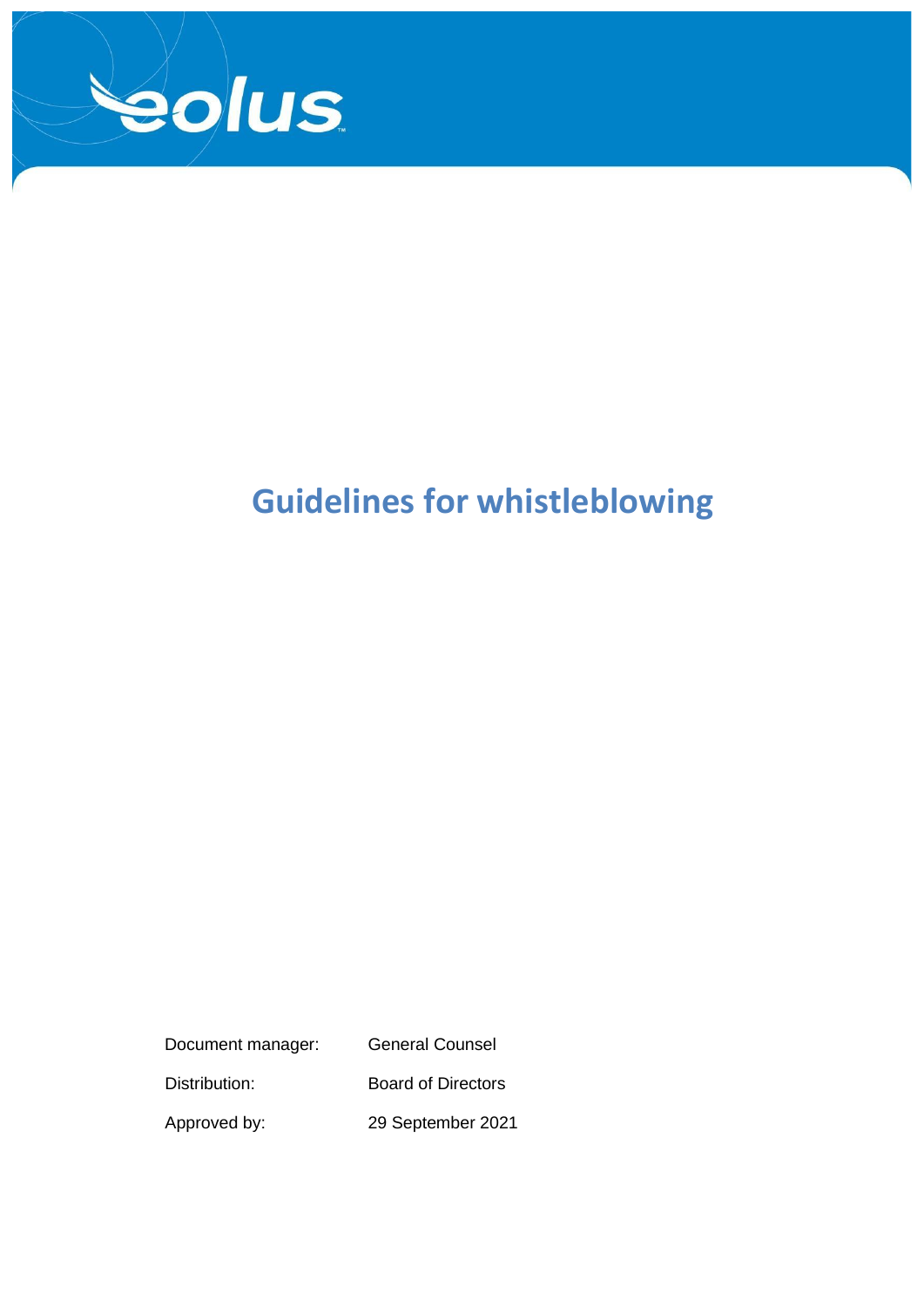eolus

# Guidelines for whistleblowing

| | |
|---|---|
| Document manager: | General Counsel |
| Distribution: | Board of Directors |
| Approved by: | 29 September 2021 |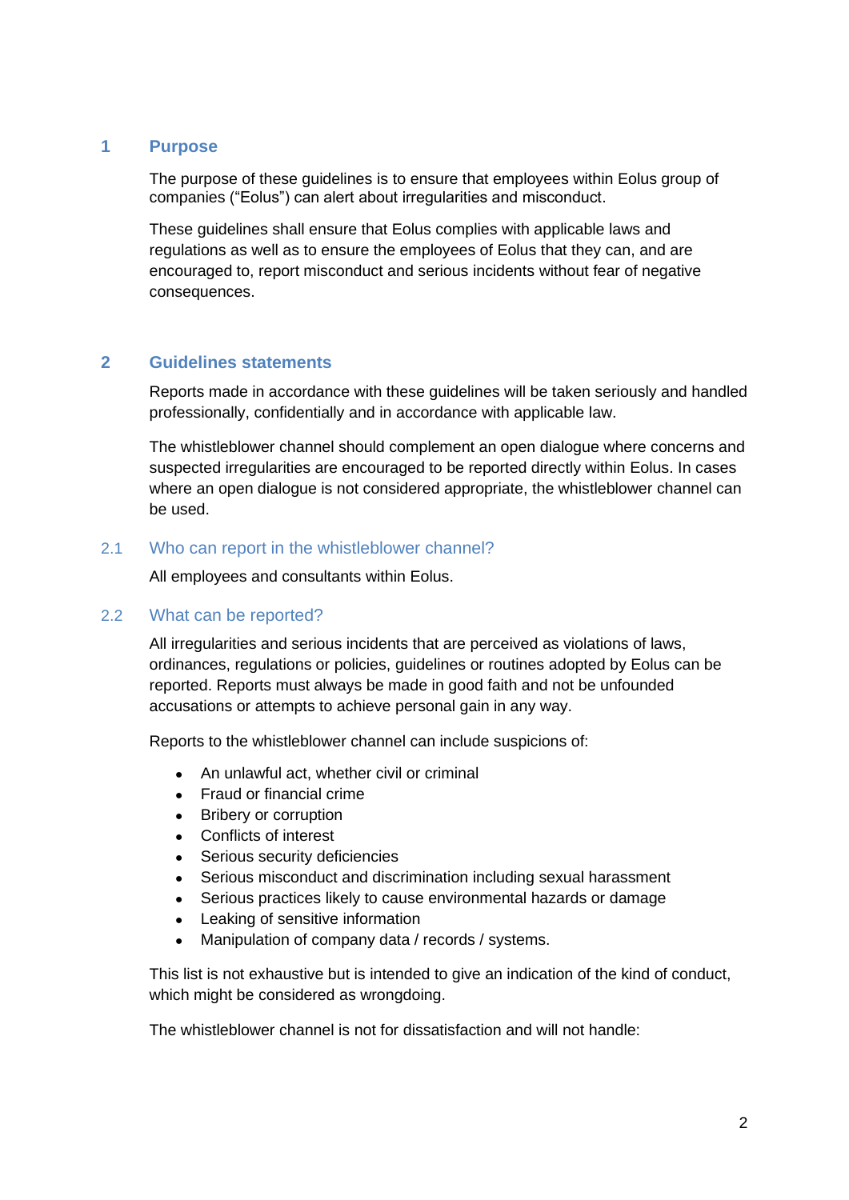## 1 Purpose

The purpose of these guidelines is to ensure that employees within Eolus group of companies ("Eolus") can alert about irregularities and misconduct.

These guidelines shall ensure that Eolus complies with applicable laws and regulations as well as to ensure the employees of Eolus that they can, and are encouraged to, report misconduct and serious incidents without fear of negative consequences.

## 2 Guidelines statements

Reports made in accordance with these guidelines will be taken seriously and handled professionally, confidentially and in accordance with applicable law.

The whistleblower channel should complement an open dialogue where concerns and suspected irregularities are encouraged to be reported directly within Eolus. In cases where an open dialogue is not considered appropriate, the whistleblower channel can be used.

### 2.1 Who can report in the whistleblower channel?

All employees and consultants within Eolus.

### 2.2 What can be reported?

All irregularities and serious incidents that are perceived as violations of laws, ordinances, regulations or policies, guidelines or routines adopted by Eolus can be reported. Reports must always be made in good faith and not be unfounded accusations or attempts to achieve personal gain in any way.

Reports to the whistleblower channel can include suspicions of:

- An unlawful act, whether civil or criminal
- Fraud or financial crime
- Bribery or corruption
- Conflicts of interest
- Serious security deficiencies
- Serious misconduct and discrimination including sexual harassment
- Serious practices likely to cause environmental hazards or damage
- Leaking of sensitive information
- Manipulation of company data / records / systems.

This list is not exhaustive but is intended to give an indication of the kind of conduct, which might be considered as wrongdoing.

The whistleblower channel is not for dissatisfaction and will not handle: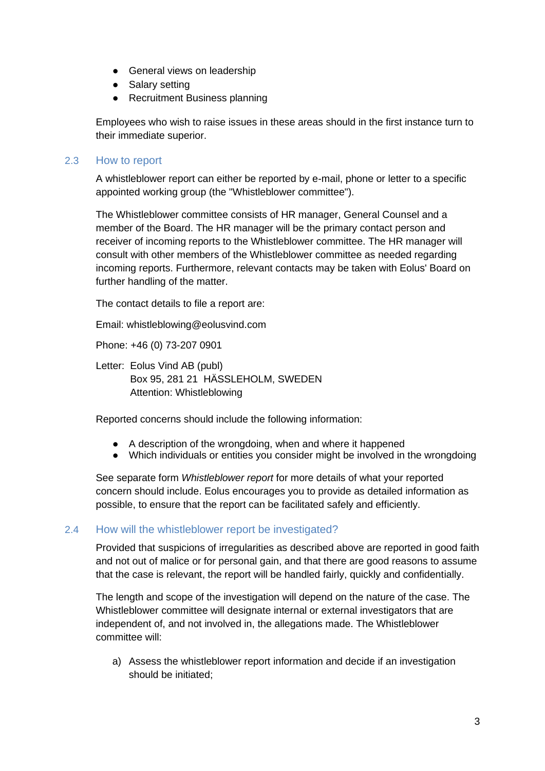- General views on leadership
- Salary setting
- Recruitment Business planning

Employees who wish to raise issues in these areas should in the first instance turn to their immediate superior.

## 2.3 How to report

A whistleblower report can either be reported by e-mail, phone or letter to a specific appointed working group (the "Whistleblower committee").

The Whistleblower committee consists of HR manager, General Counsel and a member of the Board. The HR manager will be the primary contact person and receiver of incoming reports to the Whistleblower committee. The HR manager will consult with other members of the Whistleblower committee as needed regarding incoming reports. Furthermore, relevant contacts may be taken with Eolus' Board on further handling of the matter.

The contact details to file a report are:

Email: whistleblowing@eolusvind.com

Phone: +46 (0) 73-207 0901

Letter: Eolus Vind AB (publ)
Box 95, 281 21 HÄSSLEHOLM, SWEDEN
Attention: Whistleblowing

Reported concerns should include the following information:

- A description of the wrongdoing, when and where it happened
- Which individuals or entities you consider might be involved in the wrongdoing

See separate form *Whistleblower report* for more details of what your reported concern should include. Eolus encourages you to provide as detailed information as possible, to ensure that the report can be facilitated safely and efficiently.

## 2.4 How will the whistleblower report be investigated?

Provided that suspicions of irregularities as described above are reported in good faith and not out of malice or for personal gain, and that there are good reasons to assume that the case is relevant, the report will be handled fairly, quickly and confidentially.

The length and scope of the investigation will depend on the nature of the case. The Whistleblower committee will designate internal or external investigators that are independent of, and not involved in, the allegations made. The Whistleblower committee will:

a) Assess the whistleblower report information and decide if an investigation should be initiated;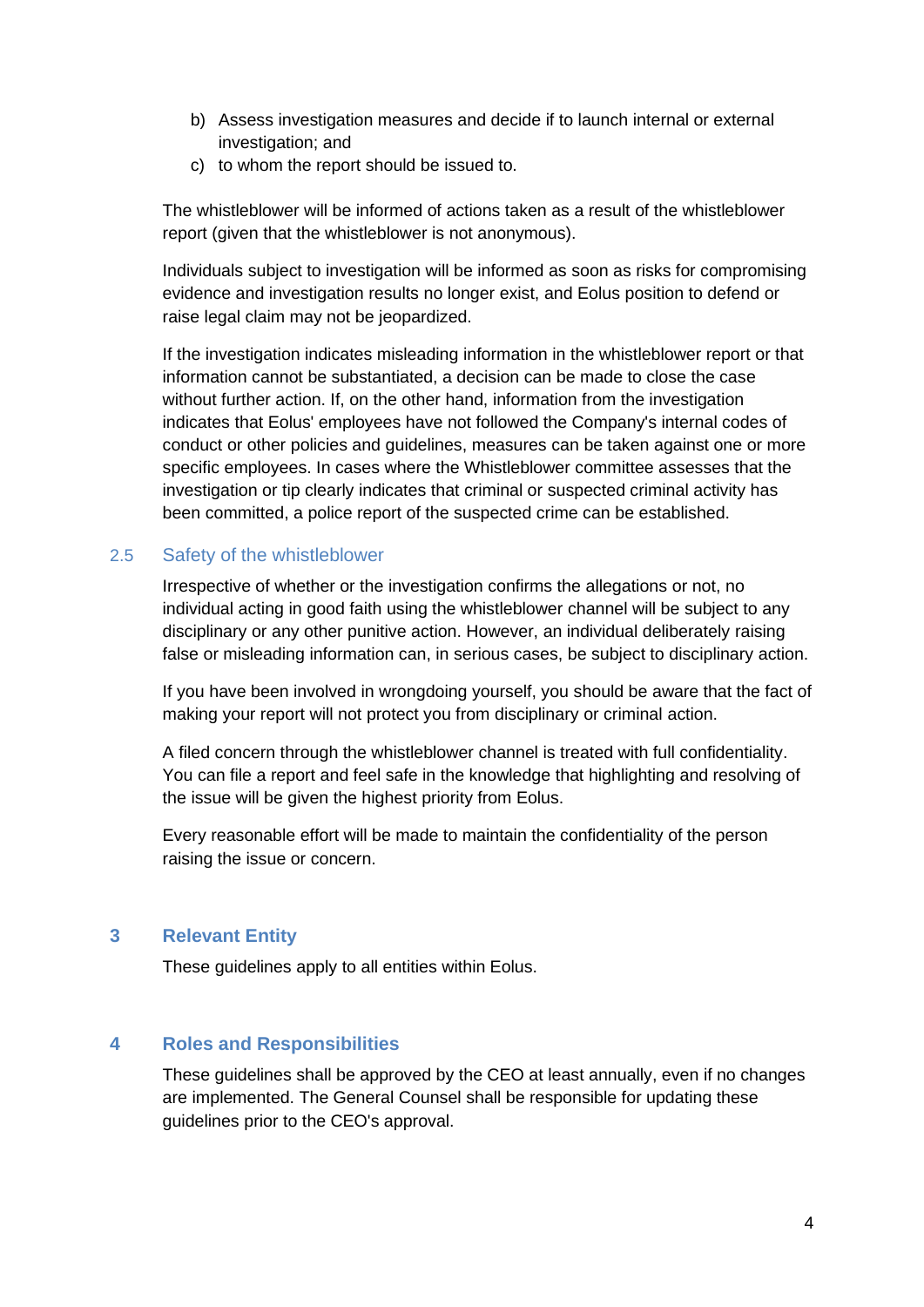b) Assess investigation measures and decide if to launch internal or external investigation; and
c) to whom the report should be issued to.

The whistleblower will be informed of actions taken as a result of the whistleblower report (given that the whistleblower is not anonymous).

Individuals subject to investigation will be informed as soon as risks for compromising evidence and investigation results no longer exist, and Eolus position to defend or raise legal claim may not be jeopardized.

If the investigation indicates misleading information in the whistleblower report or that information cannot be substantiated, a decision can be made to close the case without further action. If, on the other hand, information from the investigation indicates that Eolus' employees have not followed the Company's internal codes of conduct or other policies and guidelines, measures can be taken against one or more specific employees. In cases where the Whistleblower committee assesses that the investigation or tip clearly indicates that criminal or suspected criminal activity has been committed, a police report of the suspected crime can be established.

### 2.5 Safety of the whistleblower

Irrespective of whether or the investigation confirms the allegations or not, no individual acting in good faith using the whistleblower channel will be subject to any disciplinary or any other punitive action. However, an individual deliberately raising false or misleading information can, in serious cases, be subject to disciplinary action.

If you have been involved in wrongdoing yourself, you should be aware that the fact of making your report will not protect you from disciplinary or criminal action.

A filed concern through the whistleblower channel is treated with full confidentiality. You can file a report and feel safe in the knowledge that highlighting and resolving of the issue will be given the highest priority from Eolus.

Every reasonable effort will be made to maintain the confidentiality of the person raising the issue or concern.

## 3 Relevant Entity

These guidelines apply to all entities within Eolus.

## 4 Roles and Responsibilities

These guidelines shall be approved by the CEO at least annually, even if no changes are implemented. The General Counsel shall be responsible for updating these guidelines prior to the CEO's approval.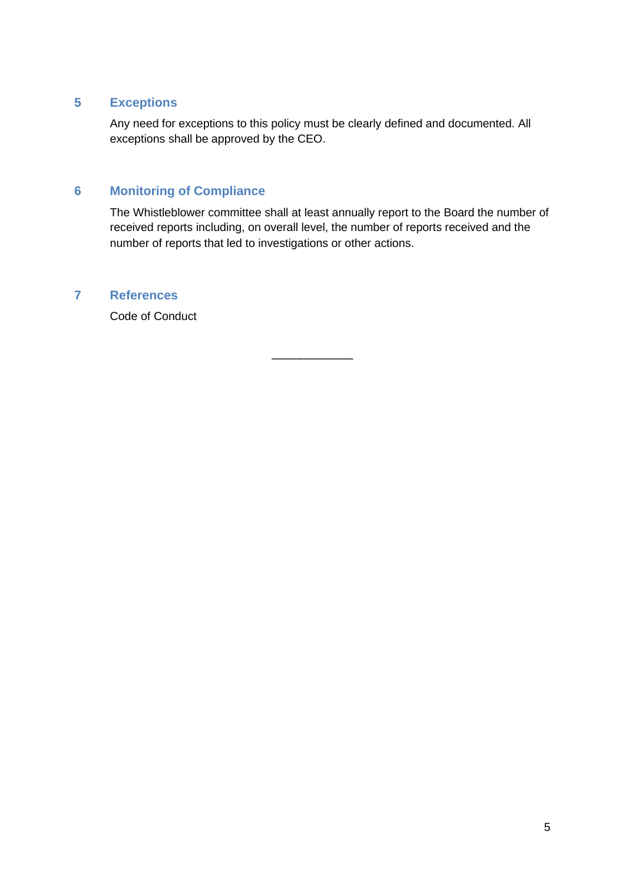## 5 Exceptions

Any need for exceptions to this policy must be clearly defined and documented. All exceptions shall be approved by the CEO.

## 6 Monitoring of Compliance

The Whistleblower committee shall at least annually report to the Board the number of received reports including, on overall level, the number of reports received and the number of reports that led to investigations or other actions.

## 7 References

Code of Conduct

\_\_\_\_\_\_\_\_\_\_\_\_